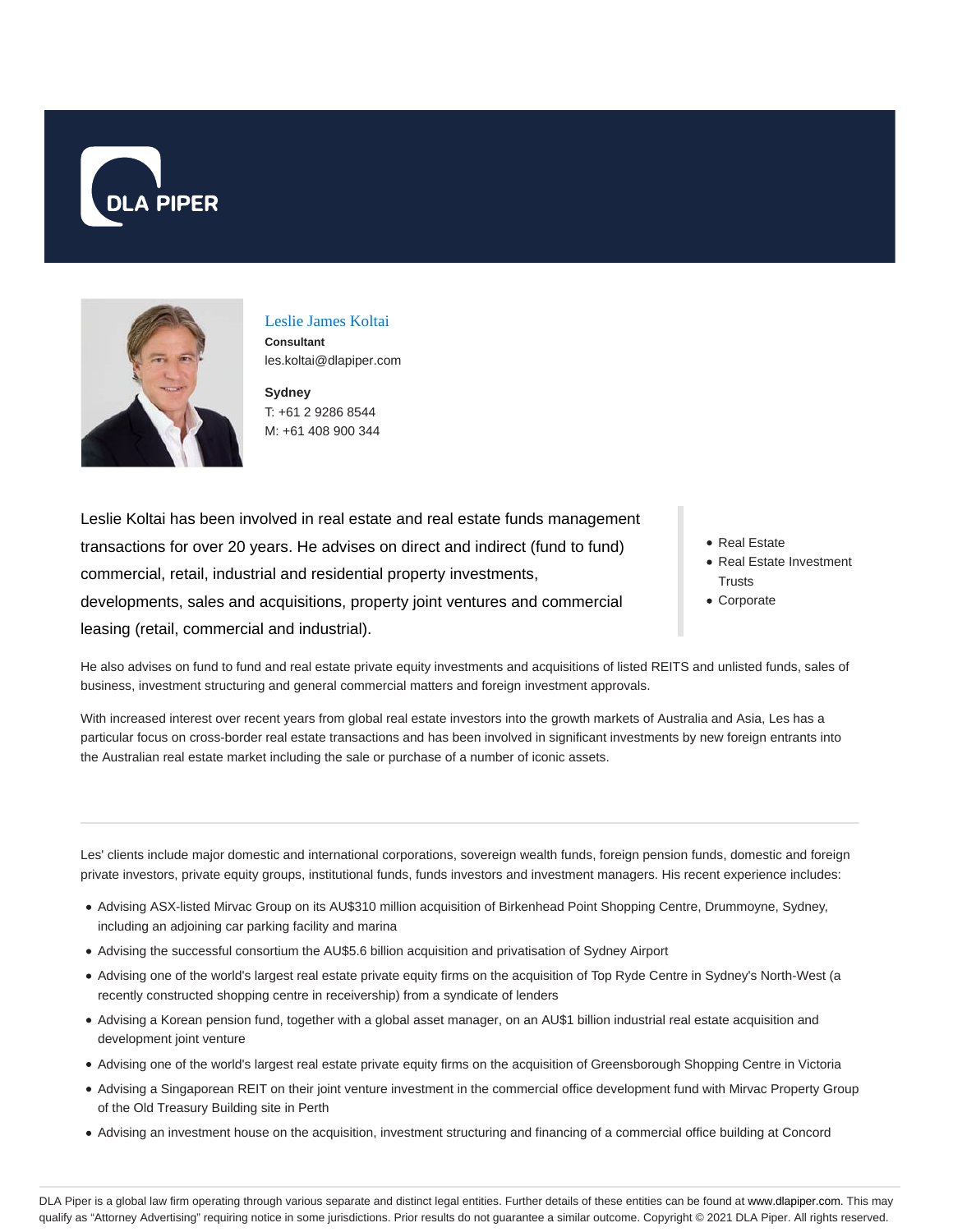DLA PIPER

# Leslie James Koltai

**Consultant**
les.koltai@dlapiper.com

**Sydney**
T: +61 2 9286 8544
M: +61 408 900 344

Leslie Koltai has been involved in real estate and real estate funds management transactions for over 20 years. He advises on direct and indirect (fund to fund) commercial, retail, industrial and residential property investments, developments, sales and acquisitions, property joint ventures and commercial leasing (retail, commercial and industrial).

- Real Estate
- Real Estate Investment Trusts
- Corporate

He also advises on fund to fund and real estate private equity investments and acquisitions of listed REITS and unlisted funds, sales of business, investment structuring and general commercial matters and foreign investment approvals.

With increased interest over recent years from global real estate investors into the growth markets of Australia and Asia, Les has a particular focus on cross-border real estate transactions and has been involved in significant investments by new foreign entrants into the Australian real estate market including the sale or purchase of a number of iconic assets.

---

Les' clients include major domestic and international corporations, sovereign wealth funds, foreign pension funds, domestic and foreign private investors, private equity groups, institutional funds, funds investors and investment managers. His recent experience includes:

- Advising ASX-listed Mirvac Group on its AU$310 million acquisition of Birkenhead Point Shopping Centre, Drummoyne, Sydney, including an adjoining car parking facility and marina
- Advising the successful consortium the AU$5.6 billion acquisition and privatisation of Sydney Airport
- Advising one of the world's largest real estate private equity firms on the acquisition of Top Ryde Centre in Sydney's North-West (a recently constructed shopping centre in receivership) from a syndicate of lenders
- Advising a Korean pension fund, together with a global asset manager, on an AU$1 billion industrial real estate acquisition and development joint venture
- Advising one of the world's largest real estate private equity firms on the acquisition of Greensborough Shopping Centre in Victoria
- Advising a Singaporean REIT on their joint venture investment in the commercial office development fund with Mirvac Property Group of the Old Treasury Building site in Perth
- Advising an investment house on the acquisition, investment structuring and financing of a commercial office building at Concord

DLA Piper is a global law firm operating through various separate and distinct legal entities. Further details of these entities can be found at www.dlapiper.com. This may qualify as "Attorney Advertising" requiring notice in some jurisdictions. Prior results do not guarantee a similar outcome. Copyright © 2021 DLA Piper. All rights reserved.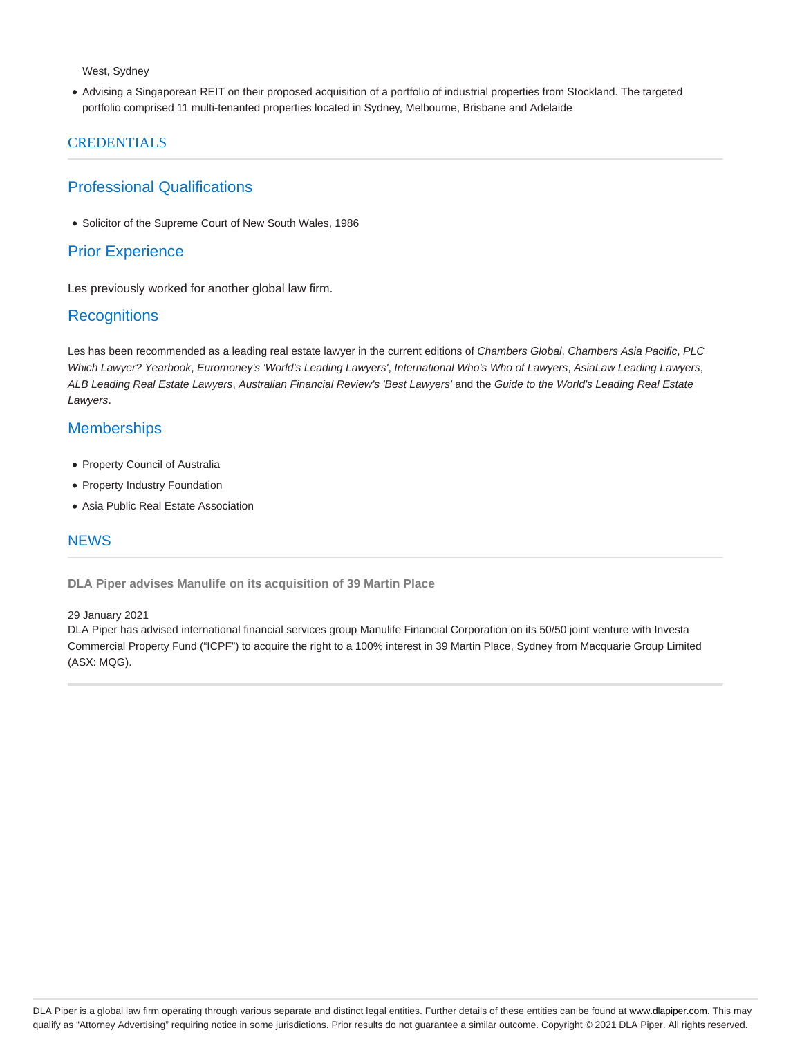West, Sydney

- Advising a Singaporean REIT on their proposed acquisition of a portfolio of industrial properties from Stockland. The targeted portfolio comprised 11 multi-tenanted properties located in Sydney, Melbourne, Brisbane and Adelaide

## CREDENTIALS

### Professional Qualifications

- Solicitor of the Supreme Court of New South Wales, 1986

### Prior Experience

Les previously worked for another global law firm.

### Recognitions

Les has been recommended as a leading real estate lawyer in the current editions of *Chambers Global*, *Chambers Asia Pacific*, *PLC Which Lawyer? Yearbook*, *Euromoney's 'World's Leading Lawyers'*, *International Who's Who of Lawyers*, *AsiaLaw Leading Lawyers*, *ALB Leading Real Estate Lawyers*, *Australian Financial Review's 'Best Lawyers'* and the *Guide to the World's Leading Real Estate Lawyers*.

### Memberships

- Property Council of Australia
- Property Industry Foundation
- Asia Public Real Estate Association

## NEWS

**DLA Piper advises Manulife on its acquisition of 39 Martin Place**

29 January 2021
DLA Piper has advised international financial services group Manulife Financial Corporation on its 50/50 joint venture with Investa Commercial Property Fund ("ICPF") to acquire the right to a 100% interest in 39 Martin Place, Sydney from Macquarie Group Limited (ASX: MQG).

DLA Piper is a global law firm operating through various separate and distinct legal entities. Further details of these entities can be found at www.dlapiper.com. This may qualify as "Attorney Advertising" requiring notice in some jurisdictions. Prior results do not guarantee a similar outcome. Copyright © 2021 DLA Piper. All rights reserved.